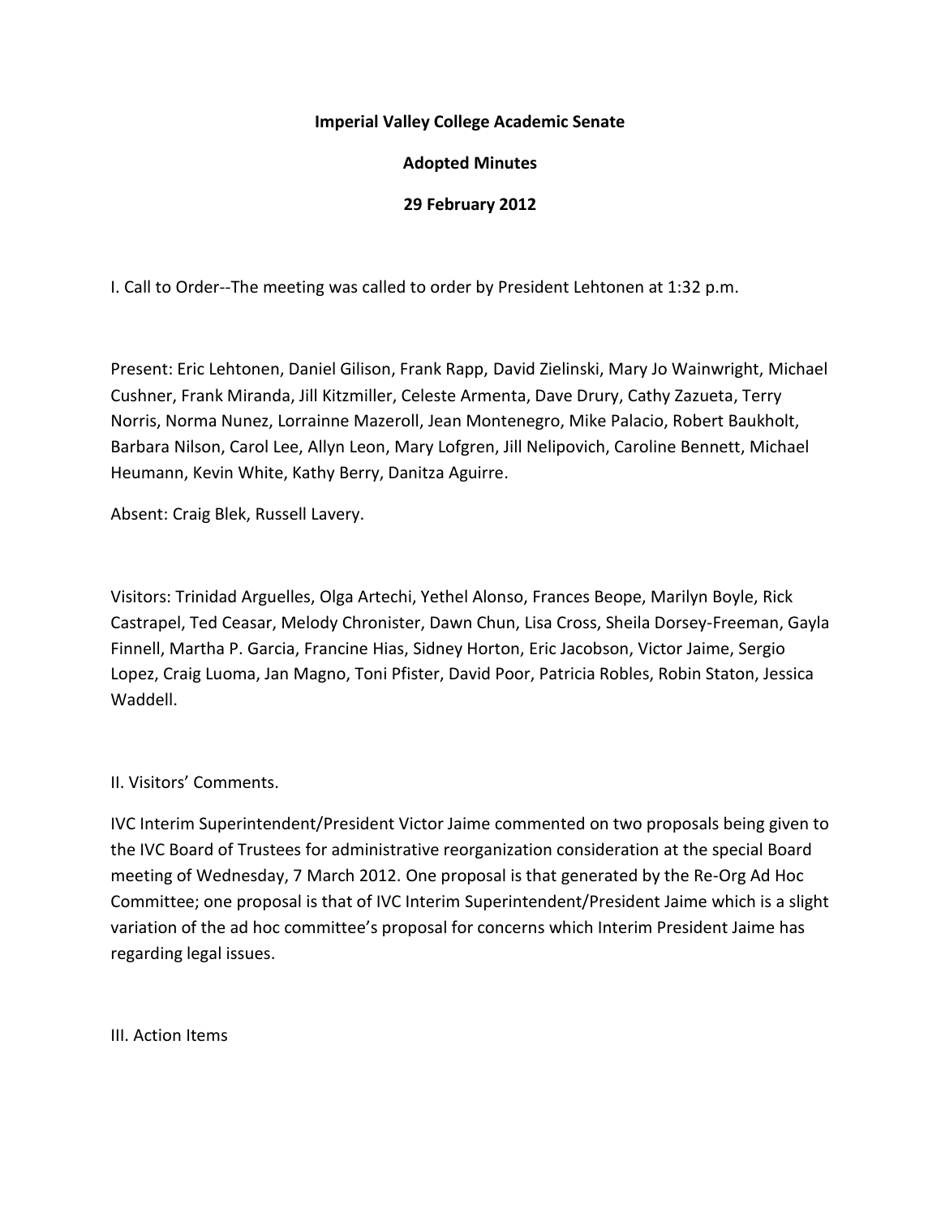**Imperial Valley College Academic Senate**

**Adopted Minutes**

**29 February 2012**

I. Call to Order--The meeting was called to order by President Lehtonen at 1:32 p.m.

Present: Eric Lehtonen, Daniel Gilison, Frank Rapp, David Zielinski, Mary Jo Wainwright, Michael Cushner, Frank Miranda, Jill Kitzmiller, Celeste Armenta, Dave Drury, Cathy Zazueta, Terry Norris, Norma Nunez, Lorrainne Mazeroll, Jean Montenegro, Mike Palacio, Robert Baukholt, Barbara Nilson, Carol Lee, Allyn Leon, Mary Lofgren, Jill Nelipovich, Caroline Bennett, Michael Heumann, Kevin White, Kathy Berry, Danitza Aguirre.

Absent: Craig Blek, Russell Lavery.

Visitors: Trinidad Arguelles, Olga Artechi, Yethel Alonso, Frances Beope, Marilyn Boyle, Rick Castrapel, Ted Ceasar, Melody Chronister, Dawn Chun, Lisa Cross, Sheila Dorsey-Freeman, Gayla Finnell, Martha P. Garcia, Francine Hias, Sidney Horton, Eric Jacobson, Victor Jaime, Sergio Lopez, Craig Luoma, Jan Magno, Toni Pfister, David Poor, Patricia Robles, Robin Staton, Jessica Waddell.

II. Visitors' Comments.

IVC Interim Superintendent/President Victor Jaime commented on two proposals being given to the IVC Board of Trustees for administrative reorganization consideration at the special Board meeting of Wednesday, 7 March 2012. One proposal is that generated by the Re-Org Ad Hoc Committee; one proposal is that of IVC Interim Superintendent/President Jaime which is a slight variation of the ad hoc committee's proposal for concerns which Interim President Jaime has regarding legal issues.

III. Action Items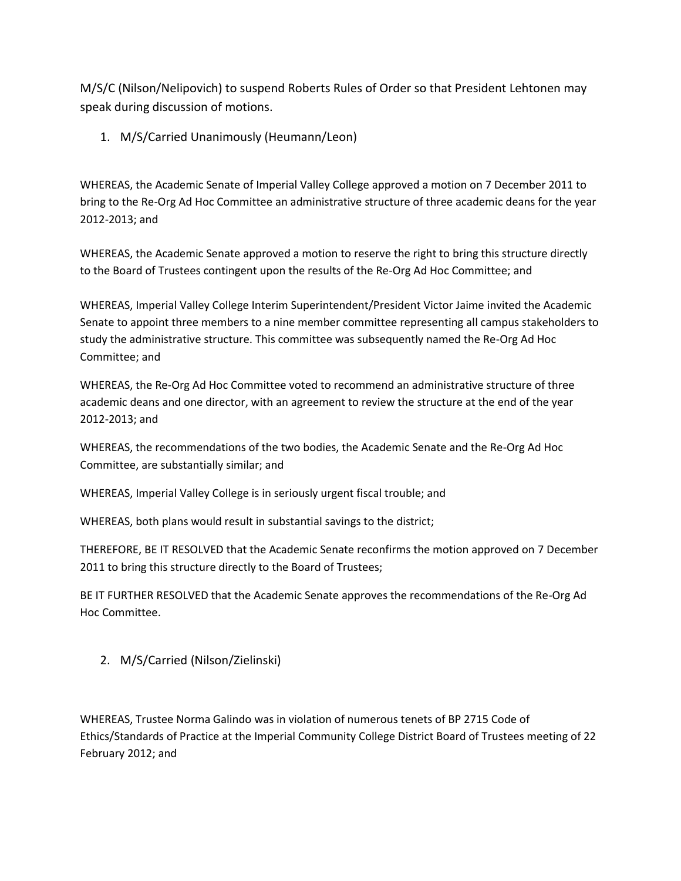M/S/C (Nilson/Nelipovich) to suspend Roberts Rules of Order so that President Lehtonen may speak during discussion of motions.

1. M/S/Carried Unanimously (Heumann/Leon)

WHEREAS, the Academic Senate of Imperial Valley College approved a motion on 7 December 2011 to bring to the Re-Org Ad Hoc Committee an administrative structure of three academic deans for the year 2012-2013; and

WHEREAS, the Academic Senate approved a motion to reserve the right to bring this structure directly to the Board of Trustees contingent upon the results of the Re-Org Ad Hoc Committee; and

WHEREAS, Imperial Valley College Interim Superintendent/President Victor Jaime invited the Academic Senate to appoint three members to a nine member committee representing all campus stakeholders to study the administrative structure. This committee was subsequently named the Re-Org Ad Hoc Committee; and

WHEREAS, the Re-Org Ad Hoc Committee voted to recommend an administrative structure of three academic deans and one director, with an agreement to review the structure at the end of the year 2012-2013; and

WHEREAS, the recommendations of the two bodies, the Academic Senate and the Re-Org Ad Hoc Committee, are substantially similar; and

WHEREAS, Imperial Valley College is in seriously urgent fiscal trouble; and

WHEREAS, both plans would result in substantial savings to the district;

THEREFORE, BE IT RESOLVED that the Academic Senate reconfirms the motion approved on 7 December 2011 to bring this structure directly to the Board of Trustees;

BE IT FURTHER RESOLVED that the Academic Senate approves the recommendations of the Re-Org Ad Hoc Committee.

2. M/S/Carried (Nilson/Zielinski)

WHEREAS, Trustee Norma Galindo was in violation of numerous tenets of BP 2715 Code of Ethics/Standards of Practice at the Imperial Community College District Board of Trustees meeting of 22 February 2012; and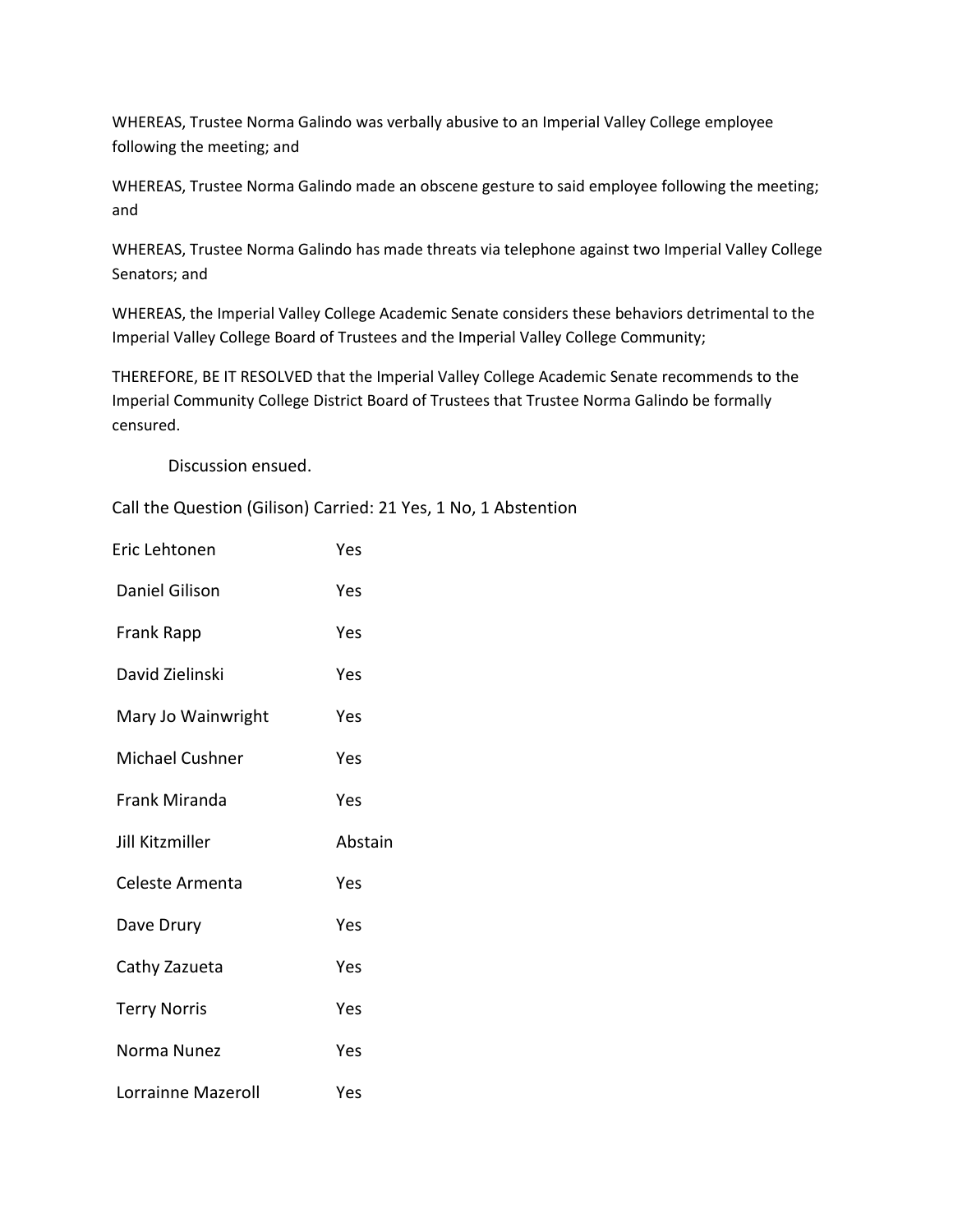WHEREAS, Trustee Norma Galindo was verbally abusive to an Imperial Valley College employee following the meeting; and

WHEREAS, Trustee Norma Galindo made an obscene gesture to said employee following the meeting; and

WHEREAS, Trustee Norma Galindo has made threats via telephone against two Imperial Valley College Senators; and

WHEREAS, the Imperial Valley College Academic Senate considers these behaviors detrimental to the Imperial Valley College Board of Trustees and the Imperial Valley College Community;

THEREFORE, BE IT RESOLVED that the Imperial Valley College Academic Senate recommends to the Imperial Community College District Board of Trustees that Trustee Norma Galindo be formally censured.

Discussion ensued.

Call the Question (Gilison) Carried: 21 Yes, 1 No, 1 Abstention

| | |
|---|---|
| Eric Lehtonen | Yes |
| Daniel Gilison | Yes |
| Frank Rapp | Yes |
| David Zielinski | Yes |
| Mary Jo Wainwright | Yes |
| Michael Cushner | Yes |
| Frank Miranda | Yes |
| Jill Kitzmiller | Abstain |
| Celeste Armenta | Yes |
| Dave Drury | Yes |
| Cathy Zazueta | Yes |
| Terry Norris | Yes |
| Norma Nunez | Yes |
| Lorrainne Mazeroll | Yes |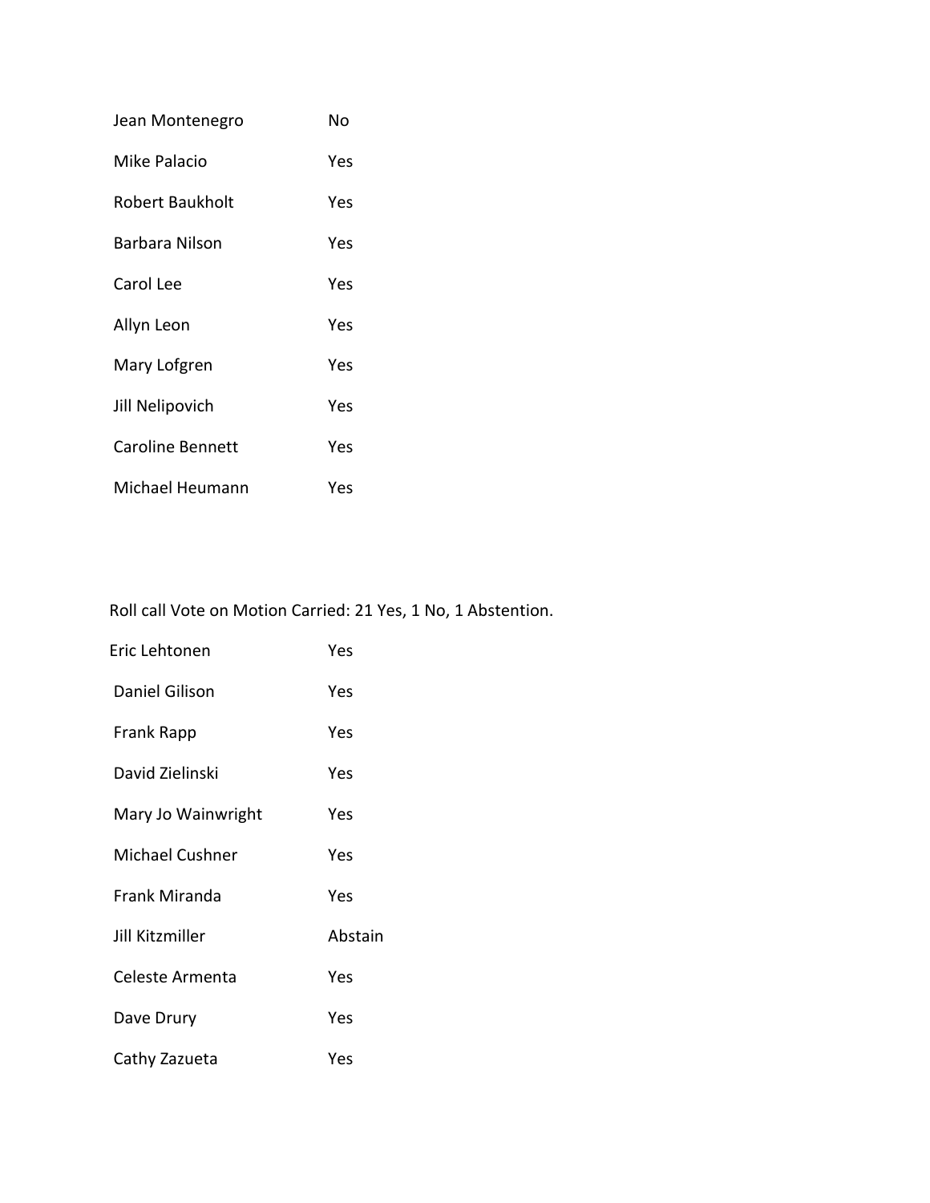| | |
|---|---|
| Jean Montenegro | No |
| Mike Palacio | Yes |
| Robert Baukholt | Yes |
| Barbara Nilson | Yes |
| Carol Lee | Yes |
| Allyn Leon | Yes |
| Mary Lofgren | Yes |
| Jill Nelipovich | Yes |
| Caroline Bennett | Yes |
| Michael Heumann | Yes |

Roll call Vote on Motion Carried: 21 Yes, 1 No, 1 Abstention.

| | |
|---|---|
| Eric Lehtonen | Yes |
| Daniel Gilison | Yes |
| Frank Rapp | Yes |
| David Zielinski | Yes |
| Mary Jo Wainwright | Yes |
| Michael Cushner | Yes |
| Frank Miranda | Yes |
| Jill Kitzmiller | Abstain |
| Celeste Armenta | Yes |
| Dave Drury | Yes |
| Cathy Zazueta | Yes |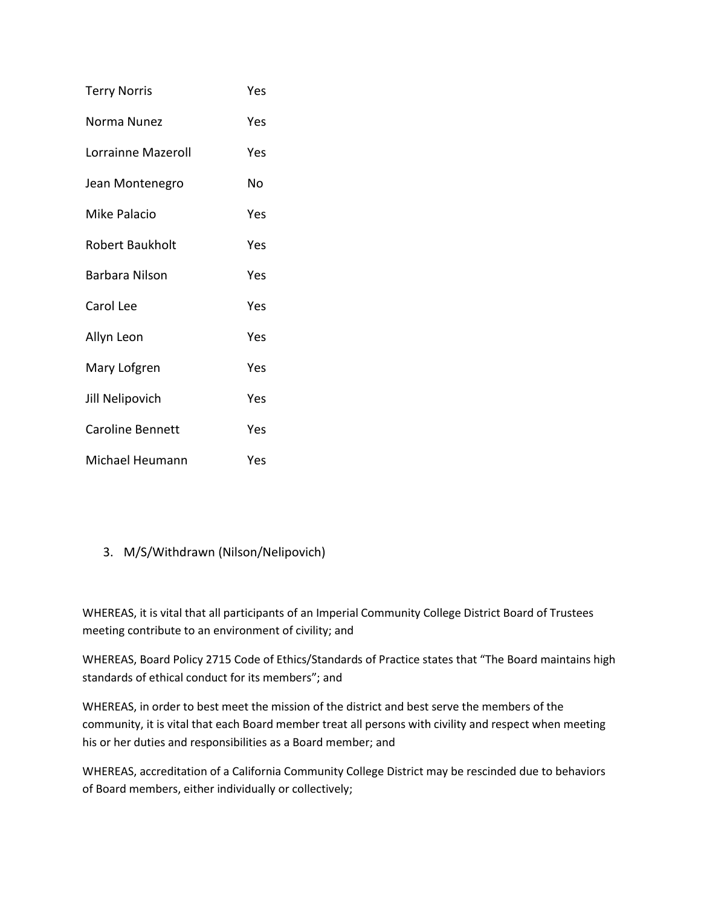| | |
|---|---|
| Terry Norris | Yes |
| Norma Nunez | Yes |
| Lorrainne Mazeroll | Yes |
| Jean Montenegro | No |
| Mike Palacio | Yes |
| Robert Baukholt | Yes |
| Barbara Nilson | Yes |
| Carol Lee | Yes |
| Allyn Leon | Yes |
| Mary Lofgren | Yes |
| Jill Nelipovich | Yes |
| Caroline Bennett | Yes |
| Michael Heumann | Yes |

3. M/S/Withdrawn (Nilson/Nelipovich)

WHEREAS, it is vital that all participants of an Imperial Community College District Board of Trustees meeting contribute to an environment of civility; and

WHEREAS, Board Policy 2715 Code of Ethics/Standards of Practice states that "The Board maintains high standards of ethical conduct for its members"; and

WHEREAS, in order to best meet the mission of the district and best serve the members of the community, it is vital that each Board member treat all persons with civility and respect when meeting his or her duties and responsibilities as a Board member; and

WHEREAS, accreditation of a California Community College District may be rescinded due to behaviors of Board members, either individually or collectively;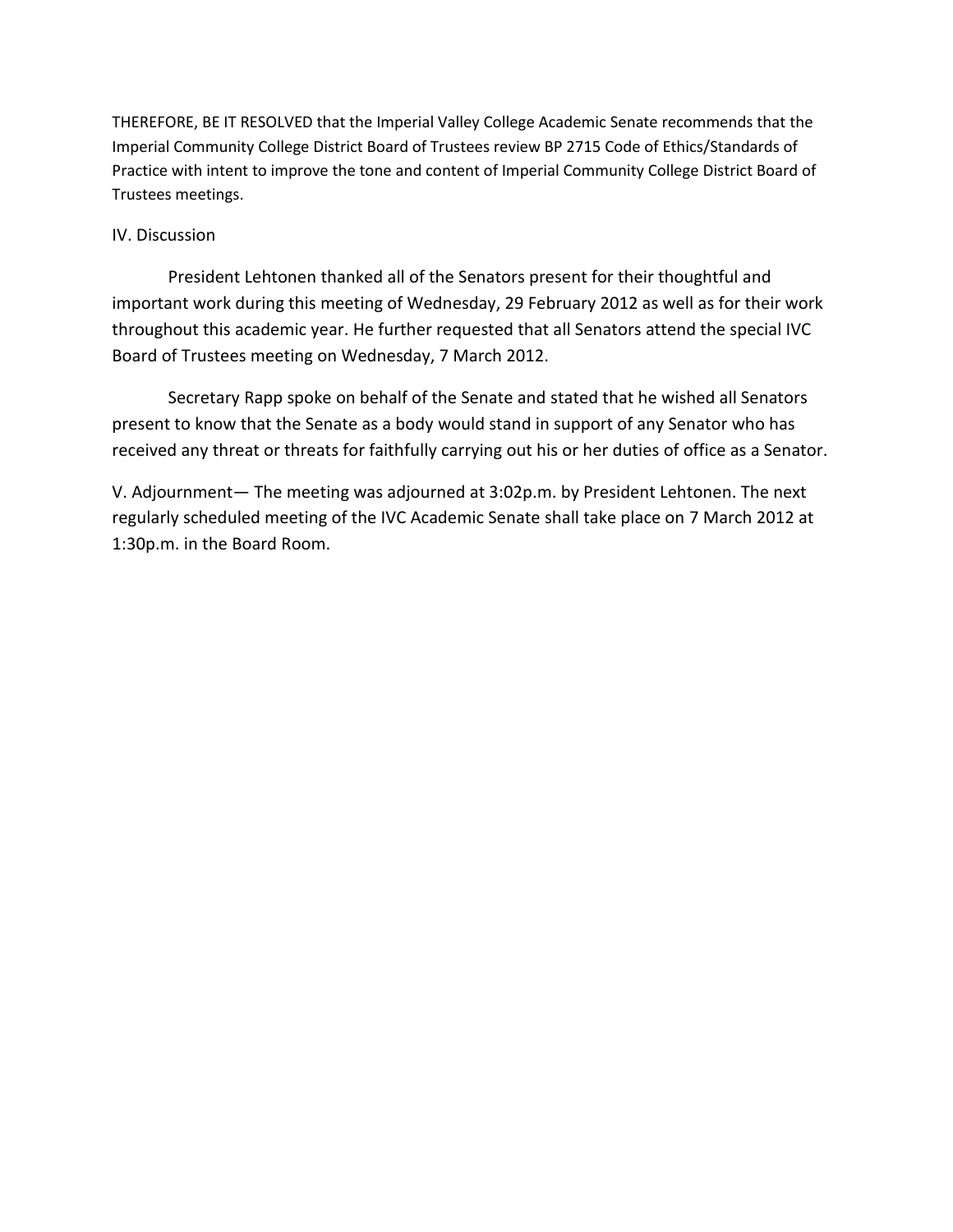THEREFORE, BE IT RESOLVED that the Imperial Valley College Academic Senate recommends that the Imperial Community College District Board of Trustees review BP 2715 Code of Ethics/Standards of Practice with intent to improve the tone and content of Imperial Community College District Board of Trustees meetings.

IV. Discussion

President Lehtonen thanked all of the Senators present for their thoughtful and important work during this meeting of Wednesday, 29 February 2012 as well as for their work throughout this academic year. He further requested that all Senators attend the special IVC Board of Trustees meeting on Wednesday, 7 March 2012.

Secretary Rapp spoke on behalf of the Senate and stated that he wished all Senators present to know that the Senate as a body would stand in support of any Senator who has received any threat or threats for faithfully carrying out his or her duties of office as a Senator.

V. Adjournment— The meeting was adjourned at 3:02p.m. by President Lehtonen. The next regularly scheduled meeting of the IVC Academic Senate shall take place on 7 March 2012 at 1:30p.m. in the Board Room.